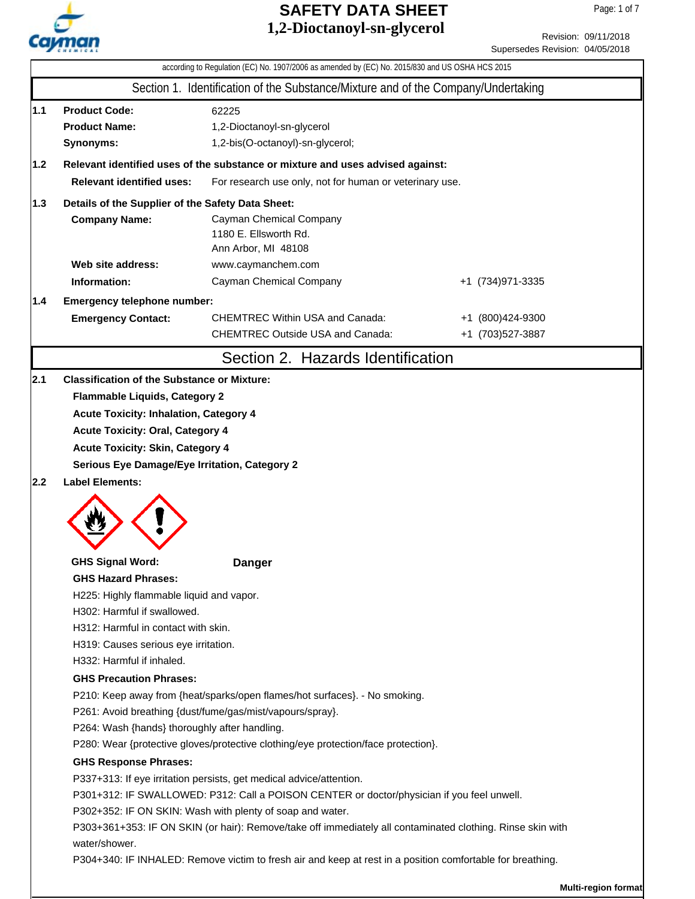# SAFETY DATA SHEET
# 1,2-Dioctanoyl-sn-glycerol

Revision: 09/11/2018
Supersedes Revision: 04/05/2018

according to Regulation (EC) No. 1907/2006 as amended by (EC) No. 2015/830 and US OSHA HCS 2015

## Section 1. Identification of the Substance/Mixture and of the Company/Undertaking

**1.1**

| | |
|---|---|
| **Product Code:** | 62225 |
| **Product Name:** | 1,2-Dioctanoyl-sn-glycerol |
| **Synonyms:** | 1,2-bis(O-octanoyl)-sn-glycerol; |

**1.2 Relevant identified uses of the substance or mixture and uses advised against:**

**Relevant identified uses:** For research use only, not for human or veterinary use.

**1.3 Details of the Supplier of the Safety Data Sheet:**

| | | |
|---|---|---|
| **Company Name:** | Cayman Chemical Company<br>1180 E. Ellsworth Rd.<br>Ann Arbor, MI 48108 | |
| **Web site address:** | www.caymanchem.com | |
| **Information:** | Cayman Chemical Company | +1 (734)971-3335 |

**1.4 Emergency telephone number:**

| | | |
|---|---|---|
| **Emergency Contact:** | CHEMTREC Within USA and Canada: | +1 (800)424-9300 |
| | CHEMTREC Outside USA and Canada: | +1 (703)527-3887 |

## Section 2. Hazards Identification

**2.1 Classification of the Substance or Mixture:**

**Flammable Liquids, Category 2**

**Acute Toxicity: Inhalation, Category 4**

**Acute Toxicity: Oral, Category 4**

**Acute Toxicity: Skin, Category 4**

**Serious Eye Damage/Eye Irritation, Category 2**

**2.2 Label Elements:**

**GHS Signal Word:** **Danger**

**GHS Hazard Phrases:**

H225: Highly flammable liquid and vapor.

H302: Harmful if swallowed.

H312: Harmful in contact with skin.

H319: Causes serious eye irritation.

H332: Harmful if inhaled.

**GHS Precaution Phrases:**

P210: Keep away from {heat/sparks/open flames/hot surfaces}. - No smoking.

P261: Avoid breathing {dust/fume/gas/mist/vapours/spray}.

P264: Wash {hands} thoroughly after handling.

P280: Wear {protective gloves/protective clothing/eye protection/face protection}.

**GHS Response Phrases:**

P337+313: If eye irritation persists, get medical advice/attention.

P301+312: IF SWALLOWED: P312: Call a POISON CENTER or doctor/physician if you feel unwell.

P302+352: IF ON SKIN: Wash with plenty of soap and water.

P303+361+353: IF ON SKIN (or hair): Remove/take off immediately all contaminated clothing. Rinse skin with water/shower.

P304+340: IF INHALED: Remove victim to fresh air and keep at rest in a position comfortable for breathing.

Multi-region format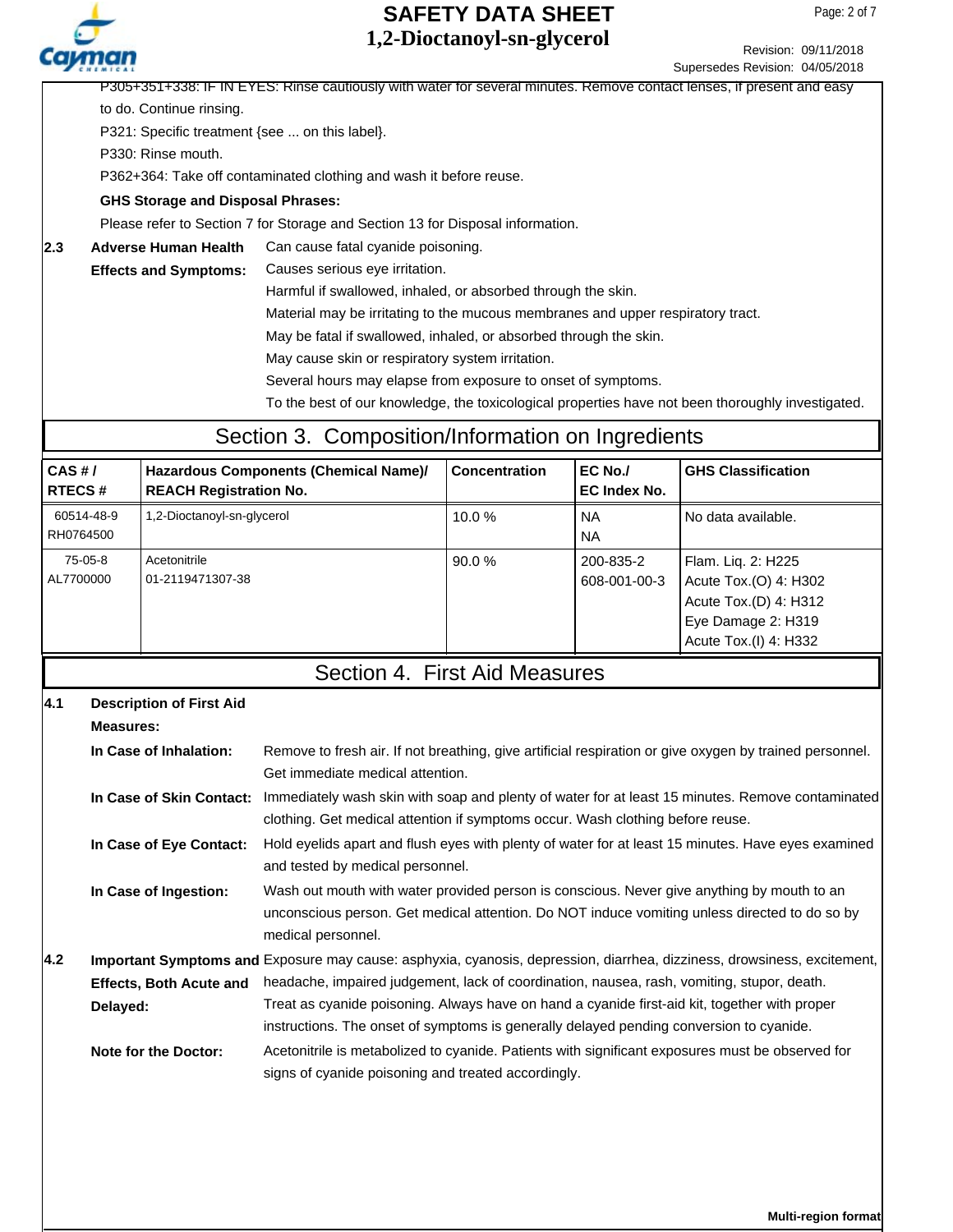P305+351+338: IF IN EYES: Rinse cautiously with water for several minutes. Remove contact lenses, if present and easy to do. Continue rinsing.

P321: Specific treatment {see ... on this label}.

P330: Rinse mouth.

P362+364: Take off contaminated clothing and wash it before reuse.

**GHS Storage and Disposal Phrases:**

Please refer to Section 7 for Storage and Section 13 for Disposal information.

**2.3 Adverse Human Health Effects and Symptoms:**

Can cause fatal cyanide poisoning.
Causes serious eye irritation.
Harmful if swallowed, inhaled, or absorbed through the skin.
Material may be irritating to the mucous membranes and upper respiratory tract.
May be fatal if swallowed, inhaled, or absorbed through the skin.
May cause skin or respiratory system irritation.
Several hours may elapse from exposure to onset of symptoms.
To the best of our knowledge, the toxicological properties have not been thoroughly investigated.

## Section 3. Composition/Information on Ingredients

| CAS # / RTECS # | Hazardous Components (Chemical Name)/ REACH Registration No. | Concentration | EC No./ EC Index No. | GHS Classification |
|---|---|---|---|---|
| 60514-48-9 RH0764500 | 1,2-Dioctanoyl-sn-glycerol | 10.0 % | NA NA | No data available. |
| 75-05-8 AL7700000 | Acetonitrile 01-2119471307-38 | 90.0 % | 200-835-2 608-001-00-3 | Flam. Liq. 2: H225 Acute Tox.(O) 4: H302 Acute Tox.(D) 4: H312 Eye Damage 2: H319 Acute Tox.(I) 4: H332 |

## Section 4. First Aid Measures

**4.1 Description of First Aid Measures:**

**In Case of Inhalation:** Remove to fresh air. If not breathing, give artificial respiration or give oxygen by trained personnel. Get immediate medical attention.

**In Case of Skin Contact:** Immediately wash skin with soap and plenty of water for at least 15 minutes. Remove contaminated clothing. Get medical attention if symptoms occur. Wash clothing before reuse.

**In Case of Eye Contact:** Hold eyelids apart and flush eyes with plenty of water for at least 15 minutes. Have eyes examined and tested by medical personnel.

**In Case of Ingestion:** Wash out mouth with water provided person is conscious. Never give anything by mouth to an unconscious person. Get medical attention. Do NOT induce vomiting unless directed to do so by medical personnel.

**4.2 Important Symptoms and Effects, Both Acute and Delayed:**

Exposure may cause: asphyxia, cyanosis, depression, diarrhea, dizziness, drowsiness, excitement, headache, impaired judgement, lack of coordination, nausea, rash, vomiting, stupor, death.
Treat as cyanide poisoning. Always have on hand a cyanide first-aid kit, together with proper instructions. The onset of symptoms is generally delayed pending conversion to cyanide.

**Note for the Doctor:** Acetonitrile is metabolized to cyanide. Patients with significant exposures must be observed for signs of cyanide poisoning and treated accordingly.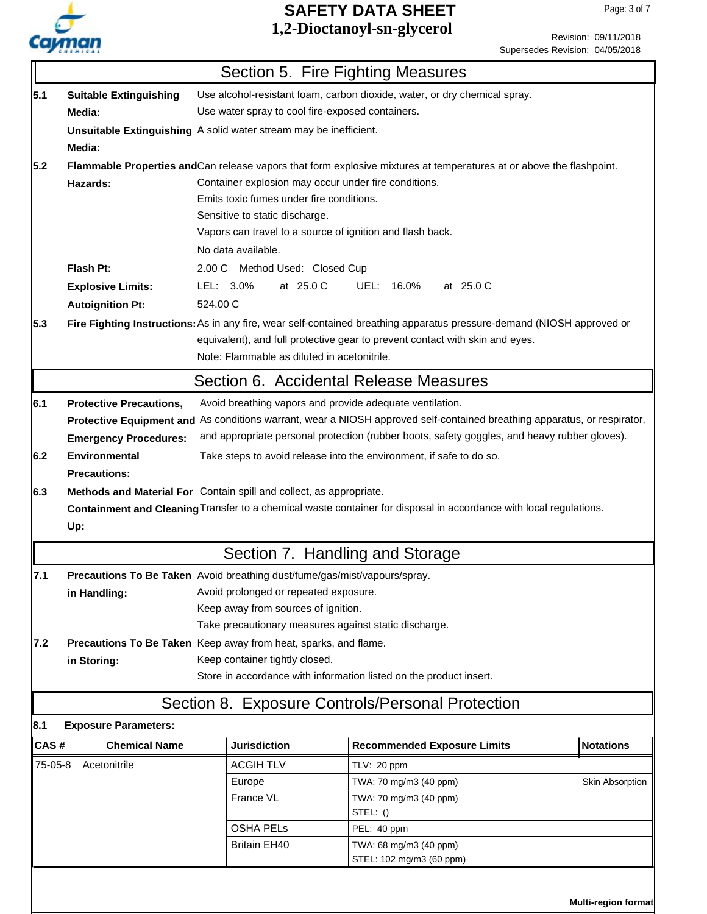## Section 5. Fire Fighting Measures

**5.1 Suitable Extinguishing Media:** Use alcohol-resistant foam, carbon dioxide, water, or dry chemical spray.
Use water spray to cool fire-exposed containers.

**Unsuitable Extinguishing Media:** A solid water stream may be inefficient.

**5.2 Flammable Properties and Hazards:** Can release vapors that form explosive mixtures at temperatures at or above the flashpoint.
Container explosion may occur under fire conditions.
Emits toxic fumes under fire conditions.
Sensitive to static discharge.
Vapors can travel to a source of ignition and flash back.
No data available.

**Flash Pt:** 2.00 C Method Used: Closed Cup

**Explosive Limits:** LEL: 3.0% at 25.0 C UEL: 16.0% at 25.0 C

**Autoignition Pt:** 524.00 C

**5.3 Fire Fighting Instructions:** As in any fire, wear self-contained breathing apparatus pressure-demand (NIOSH approved or equivalent), and full protective gear to prevent contact with skin and eyes.
Note: Flammable as diluted in acetonitrile.

## Section 6. Accidental Release Measures

**6.1 Protective Precautions, Protective Equipment and Emergency Procedures:** Avoid breathing vapors and provide adequate ventilation.
As conditions warrant, wear a NIOSH approved self-contained breathing apparatus, or respirator, and appropriate personal protection (rubber boots, safety goggles, and heavy rubber gloves).

**6.2 Environmental Precautions:** Take steps to avoid release into the environment, if safe to do so.

**6.3 Methods and Material For Containment and Cleaning Up:** Contain spill and collect, as appropriate.
Transfer to a chemical waste container for disposal in accordance with local regulations.

## Section 7. Handling and Storage

**7.1 Precautions To Be Taken in Handling:** Avoid breathing dust/fume/gas/mist/vapours/spray.
Avoid prolonged or repeated exposure.
Keep away from sources of ignition.
Take precautionary measures against static discharge.

**7.2 Precautions To Be Taken in Storing:** Keep away from heat, sparks, and flame.
Keep container tightly closed.
Store in accordance with information listed on the product insert.

## Section 8. Exposure Controls/Personal Protection

**8.1 Exposure Parameters:**

| CAS # | Chemical Name | Jurisdiction | Recommended Exposure Limits | Notations |
|---|---|---|---|---|
| 75-05-8 | Acetonitrile | ACGIH TLV | TLV: 20 ppm | |
| | | Europe | TWA: 70 mg/m3 (40 ppm) | Skin Absorption |
| | | France VL | TWA: 70 mg/m3 (40 ppm) STEL: () | |
| | | OSHA PELs | PEL: 40 ppm | |
| | | Britain EH40 | TWA: 68 mg/m3 (40 ppm) STEL: 102 mg/m3 (60 ppm) | |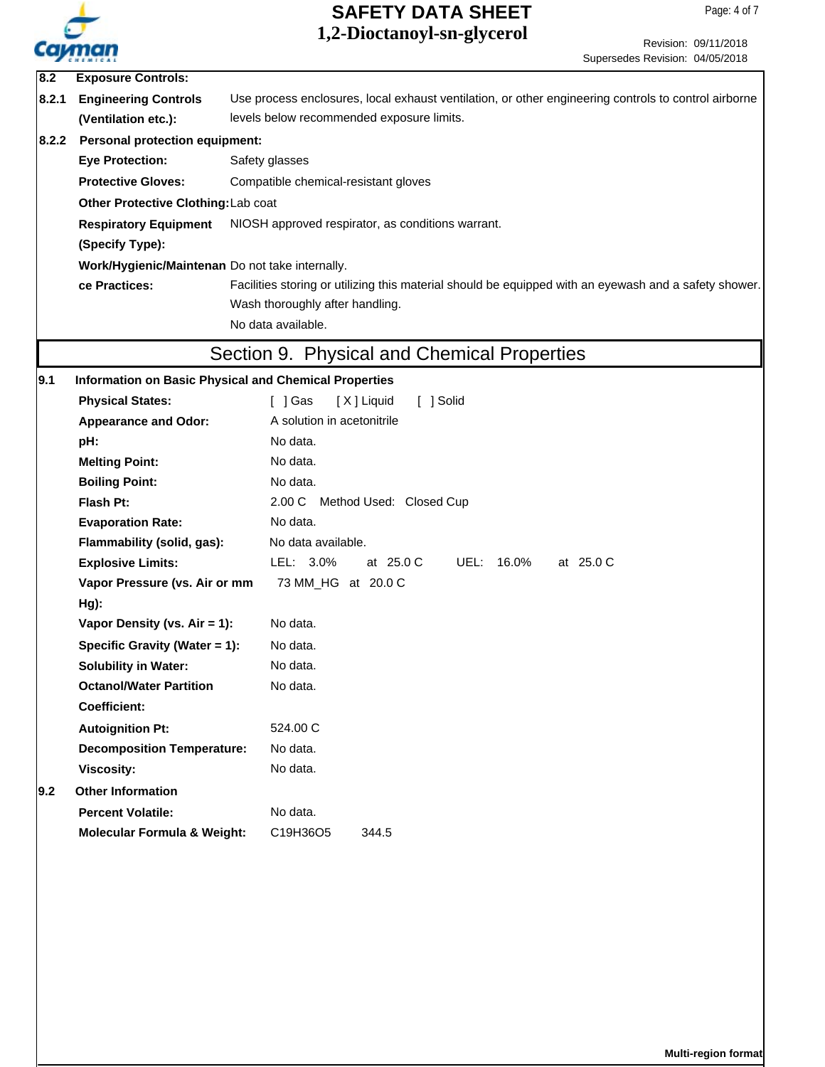**8.2 Exposure Controls:**

**8.2.1 Engineering Controls (Ventilation etc.):** Use process enclosures, local exhaust ventilation, or other engineering controls to control airborne levels below recommended exposure limits.

**8.2.2 Personal protection equipment:**

| | |
|---|---|
| **Eye Protection:** | Safety glasses |
| **Protective Gloves:** | Compatible chemical-resistant gloves |
| **Other Protective Clothing:** | Lab coat |
| **Respiratory Equipment (Specify Type):** | NIOSH approved respirator, as conditions warrant. |
| **Work/Hygienic/Maintenance Practices:** | Do not take internally.<br>Facilities storing or utilizing this material should be equipped with an eyewash and a safety shower.<br>Wash thoroughly after handling.<br>No data available. |

## Section 9. Physical and Chemical Properties

**9.1 Information on Basic Physical and Chemical Properties**

| | |
|---|---|
| **Physical States:** | [ ] Gas [ X ] Liquid [ ] Solid |
| **Appearance and Odor:** | A solution in acetonitrile |
| **pH:** | No data. |
| **Melting Point:** | No data. |
| **Boiling Point:** | No data. |
| **Flash Pt:** | 2.00 C Method Used: Closed Cup |
| **Evaporation Rate:** | No data. |
| **Flammability (solid, gas):** | No data available. |
| **Explosive Limits:** | LEL: 3.0% at 25.0 C UEL: 16.0% at 25.0 C |
| **Vapor Pressure (vs. Air or mm Hg):** | 73 MM_HG at 20.0 C |
| **Vapor Density (vs. Air = 1):** | No data. |
| **Specific Gravity (Water = 1):** | No data. |
| **Solubility in Water:** | No data. |
| **Octanol/Water Partition Coefficient:** | No data. |
| **Autoignition Pt:** | 524.00 C |
| **Decomposition Temperature:** | No data. |
| **Viscosity:** | No data. |

**9.2 Other Information**

| | |
|---|---|
| **Percent Volatile:** | No data. |
| **Molecular Formula & Weight:** | $C_{19}H_{36}O_5$ 344.5 |

Multi-region format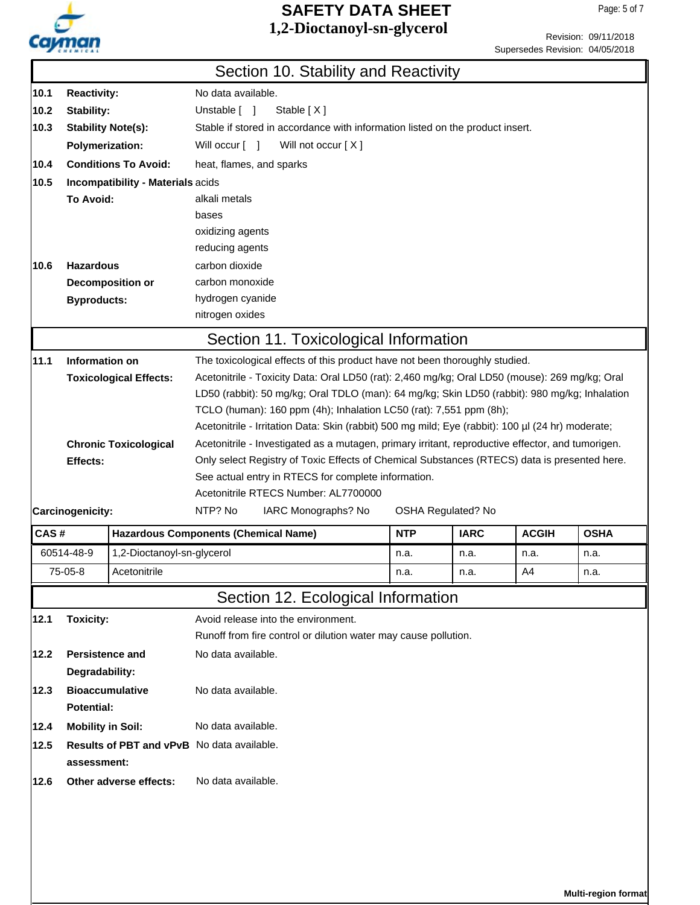## Section 10. Stability and Reactivity

**10.1 Reactivity:** No data available.

**10.2 Stability:** Unstable [ ] Stable [ X ]

**10.3 Stability Note(s):** Stable if stored in accordance with information listed on the product insert.

**Polymerization:** Will occur [ ] Will not occur [ X ]

**10.4 Conditions To Avoid:** heat, flames, and sparks

**10.5 Incompatibility - Materials To Avoid:**
acids
alkali metals
bases
oxidizing agents
reducing agents

**10.6 Hazardous Decomposition or Byproducts:**
carbon dioxide
carbon monoxide
hydrogen cyanide
nitrogen oxides

## Section 11. Toxicological Information

**11.1 Information on Toxicological Effects:** The toxicological effects of this product have not been thoroughly studied.
Acetonitrile - Toxicity Data: Oral LD50 (rat): 2,460 mg/kg; Oral LD50 (mouse): 269 mg/kg; Oral LD50 (rabbit): 50 mg/kg; Oral TDLO (man): 64 mg/kg; Skin LD50 (rabbit): 980 mg/kg; Inhalation TCLO (human): 160 ppm (4h); Inhalation LC50 (rat): 7,551 ppm (8h);
Acetonitrile - Irritation Data: Skin (rabbit) 500 mg mild; Eye (rabbit): 100 µl (24 hr) moderate;

**Chronic Toxicological Effects:** Acetonitrile - Investigated as a mutagen, primary irritant, reproductive effector, and tumorigen.
Only select Registry of Toxic Effects of Chemical Substances (RTECS) data is presented here.
See actual entry in RTECS for complete information.
Acetonitrile RTECS Number: AL7700000

**Carcinogenicity:** NTP? No IARC Monographs? No OSHA Regulated? No

| CAS # | Hazardous Components (Chemical Name) | NTP | IARC | ACGIH | OSHA |
|---|---|---|---|---|---|
| 60514-48-9 | 1,2-Dioctanoyl-sn-glycerol | n.a. | n.a. | n.a. | n.a. |
| 75-05-8 | Acetonitrile | n.a. | n.a. | A4 | n.a. |

## Section 12. Ecological Information

**12.1 Toxicity:** Avoid release into the environment.
Runoff from fire control or dilution water may cause pollution.

**12.2 Persistence and Degradability:** No data available.

**12.3 Bioaccumulative Potential:** No data available.

**12.4 Mobility in Soil:** No data available.

**12.5 Results of PBT and vPvB assessment:** No data available.

**12.6 Other adverse effects:** No data available.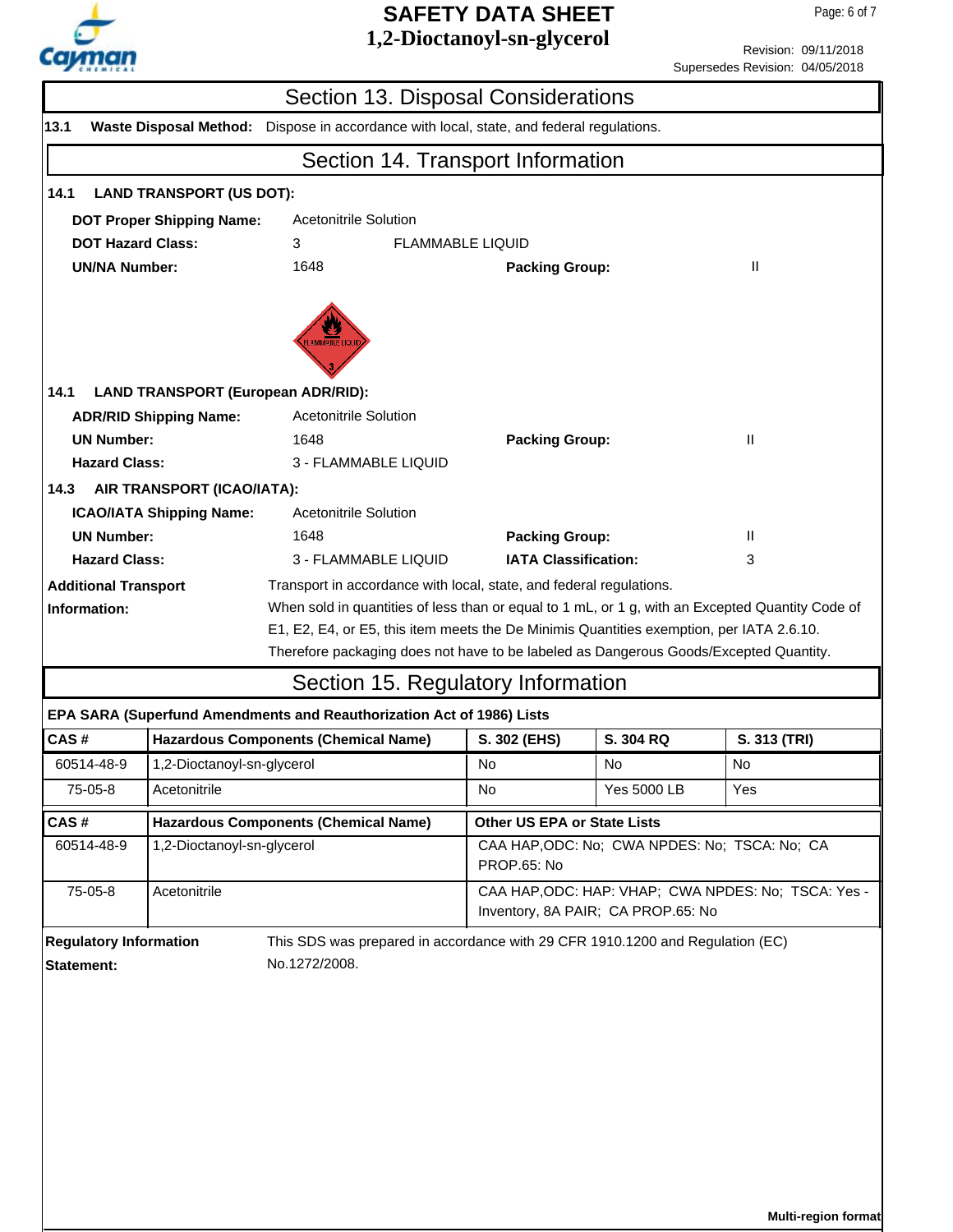## Section 13. Disposal Considerations

**13.1 Waste Disposal Method:** Dispose in accordance with local, state, and federal regulations.

## Section 14. Transport Information

**14.1 LAND TRANSPORT (US DOT):**

| | | | |
|---|---|---|---|
| **DOT Proper Shipping Name:** | Acetonitrile Solution | | |
| **DOT Hazard Class:** | 3 | FLAMMABLE LIQUID | |
| **UN/NA Number:** | 1648 | **Packing Group:** | II |

**14.1 LAND TRANSPORT (European ADR/RID):**

| | | | |
|---|---|---|---|
| **ADR/RID Shipping Name:** | Acetonitrile Solution | | |
| **UN Number:** | 1648 | **Packing Group:** | II |
| **Hazard Class:** | 3 - FLAMMABLE LIQUID | | |

**14.3 AIR TRANSPORT (ICAO/IATA):**

| | | | |
|---|---|---|---|
| **ICAO/IATA Shipping Name:** | Acetonitrile Solution | | |
| **UN Number:** | 1648 | **Packing Group:** | II |
| **Hazard Class:** | 3 - FLAMMABLE LIQUID | **IATA Classification:** | 3 |

**Additional Transport Information:** Transport in accordance with local, state, and federal regulations. When sold in quantities of less than or equal to 1 mL, or 1 g, with an Excepted Quantity Code of E1, E2, E4, or E5, this item meets the De Minimis Quantities exemption, per IATA 2.6.10. Therefore packaging does not have to be labeled as Dangerous Goods/Excepted Quantity.

## Section 15. Regulatory Information

**EPA SARA (Superfund Amendments and Reauthorization Act of 1986) Lists**

| CAS # | Hazardous Components (Chemical Name) | S. 302 (EHS) | S. 304 RQ | S. 313 (TRI) |
|---|---|---|---|---|
| 60514-48-9 | 1,2-Dioctanoyl-sn-glycerol | No | No | No |
| 75-05-8 | Acetonitrile | No | Yes 5000 LB | Yes |

| CAS # | Hazardous Components (Chemical Name) | Other US EPA or State Lists |
|---|---|---|
| 60514-48-9 | 1,2-Dioctanoyl-sn-glycerol | CAA HAP,ODC: No; CWA NPDES: No; TSCA: No; CA PROP.65: No |
| 75-05-8 | Acetonitrile | CAA HAP,ODC: HAP: VHAP; CWA NPDES: No; TSCA: Yes - Inventory, 8A PAIR; CA PROP.65: No |

**Regulatory Information Statement:** This SDS was prepared in accordance with 29 CFR 1910.1200 and Regulation (EC) No.1272/2008.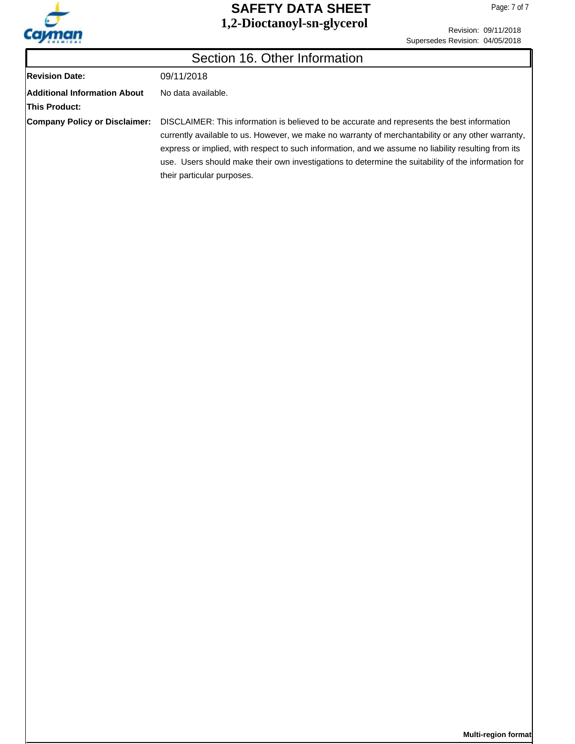## Section 16. Other Information

**Revision Date:** 09/11/2018

**Additional Information About This Product:** No data available.

**Company Policy or Disclaimer:** DISCLAIMER: This information is believed to be accurate and represents the best information currently available to us. However, we make no warranty of merchantability or any other warranty, express or implied, with respect to such information, and we assume no liability resulting from its use. Users should make their own investigations to determine the suitability of the information for their particular purposes.